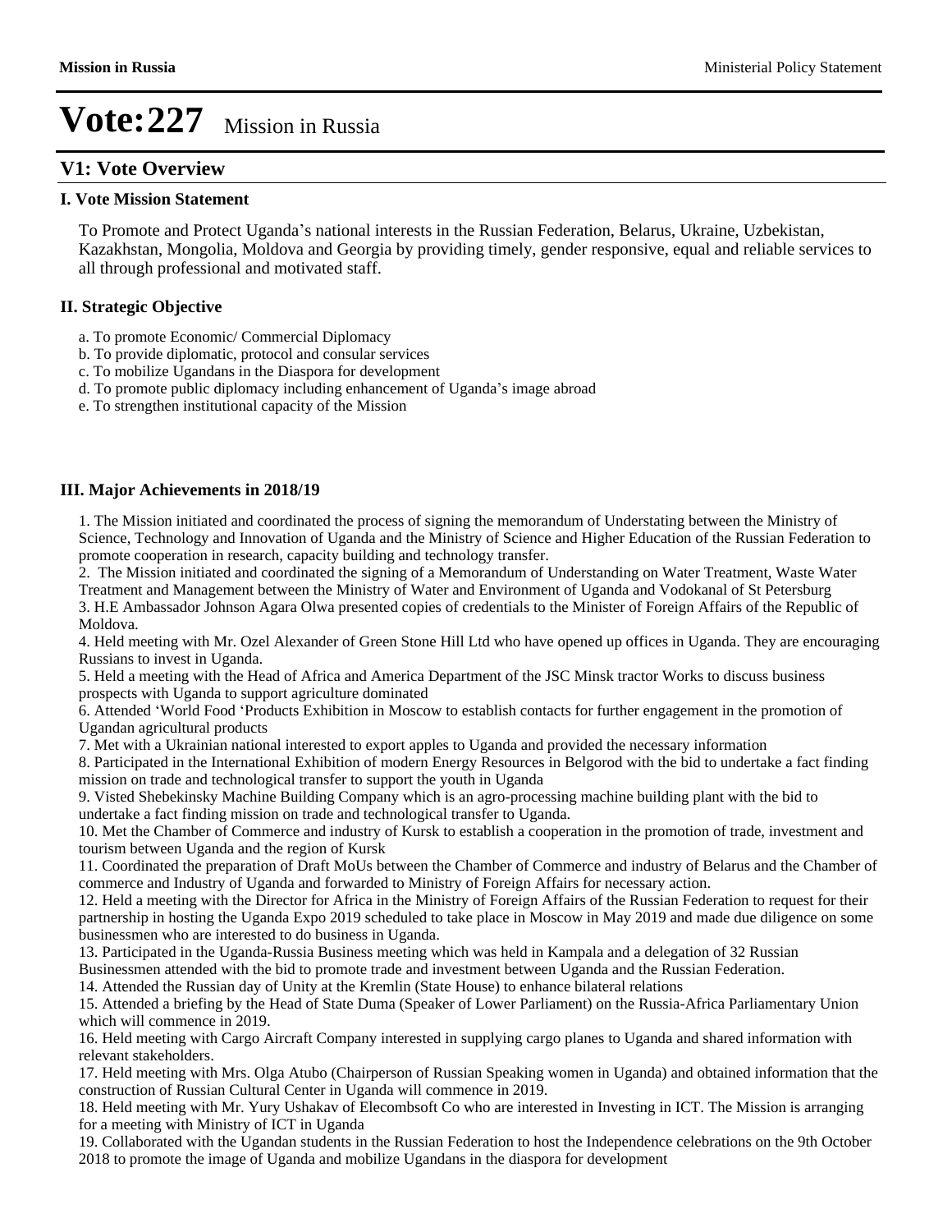# Vote:227 Mission in Russia

## V1: Vote Overview

### I. Vote Mission Statement

To Promote and Protect Uganda's national interests in the Russian Federation, Belarus, Ukraine, Uzbekistan, Kazakhstan, Mongolia, Moldova and Georgia by providing timely, gender responsive, equal and reliable services to all through professional and motivated staff.

### II. Strategic Objective

a. To promote Economic/ Commercial Diplomacy
b. To provide diplomatic, protocol and consular services
c. To mobilize Ugandans in the Diaspora for development
d. To promote public diplomacy including enhancement of Uganda's image abroad
e. To strengthen institutional capacity of the Mission

### III. Major Achievements in 2018/19

1. The Mission initiated and coordinated the process of signing the memorandum of Understating between the Ministry of Science, Technology and Innovation of Uganda and the Ministry of Science and Higher Education of the Russian Federation to promote cooperation in research, capacity building and technology transfer.
2. The Mission initiated and coordinated the signing of a Memorandum of Understanding on Water Treatment, Waste Water Treatment and Management between the Ministry of Water and Environment of Uganda and Vodokanal of St Petersburg
3. H.E Ambassador Johnson Agara Olwa presented copies of credentials to the Minister of Foreign Affairs of the Republic of Moldova.
4. Held meeting with Mr. Ozel Alexander of Green Stone Hill Ltd who have opened up offices in Uganda. They are encouraging Russians to invest in Uganda.
5. Held a meeting with the Head of Africa and America Department of the JSC Minsk tractor Works to discuss business prospects with Uganda to support agriculture dominated
6. Attended 'World Food 'Products Exhibition in Moscow to establish contacts for further engagement in the promotion of Ugandan agricultural products
7. Met with a Ukrainian national interested to export apples to Uganda and provided the necessary information
8. Participated in the International Exhibition of modern Energy Resources in Belgorod with the bid to undertake a fact finding mission on trade and technological transfer to support the youth in Uganda
9. Visted Shebekinsky Machine Building Company which is an agro-processing machine building plant with the bid to undertake a fact finding mission on trade and technological transfer to Uganda.
10. Met the Chamber of Commerce and industry of Kursk to establish a cooperation in the promotion of trade, investment and tourism between Uganda and the region of Kursk
11. Coordinated the preparation of Draft MoUs between the Chamber of Commerce and industry of Belarus and the Chamber of commerce and Industry of Uganda and forwarded to Ministry of Foreign Affairs for necessary action.
12. Held a meeting with the Director for Africa in the Ministry of Foreign Affairs of the Russian Federation to request for their partnership in hosting the Uganda Expo 2019 scheduled to take place in Moscow in May 2019 and made due diligence on some businessmen who are interested to do business in Uganda.
13. Participated in the Uganda-Russia Business meeting which was held in Kampala and a delegation of 32 Russian Businessmen attended with the bid to promote trade and investment between Uganda and the Russian Federation.
14. Attended the Russian day of Unity at the Kremlin (State House) to enhance bilateral relations
15. Attended a briefing by the Head of State Duma (Speaker of Lower Parliament) on the Russia-Africa Parliamentary Union which will commence in 2019.
16. Held meeting with Cargo Aircraft Company interested in supplying cargo planes to Uganda and shared information with relevant stakeholders.
17. Held meeting with Mrs. Olga Atubo (Chairperson of Russian Speaking women in Uganda) and obtained information that the construction of Russian Cultural Center in Uganda will commence in 2019.
18. Held meeting with Mr. Yury Ushakav of Elecombsoft Co who are interested in Investing in ICT. The Mission is arranging for a meeting with Ministry of ICT in Uganda
19. Collaborated with the Ugandan students in the Russian Federation to host the Independence celebrations on the 9th October 2018 to promote the image of Uganda and mobilize Ugandans in the diaspora for development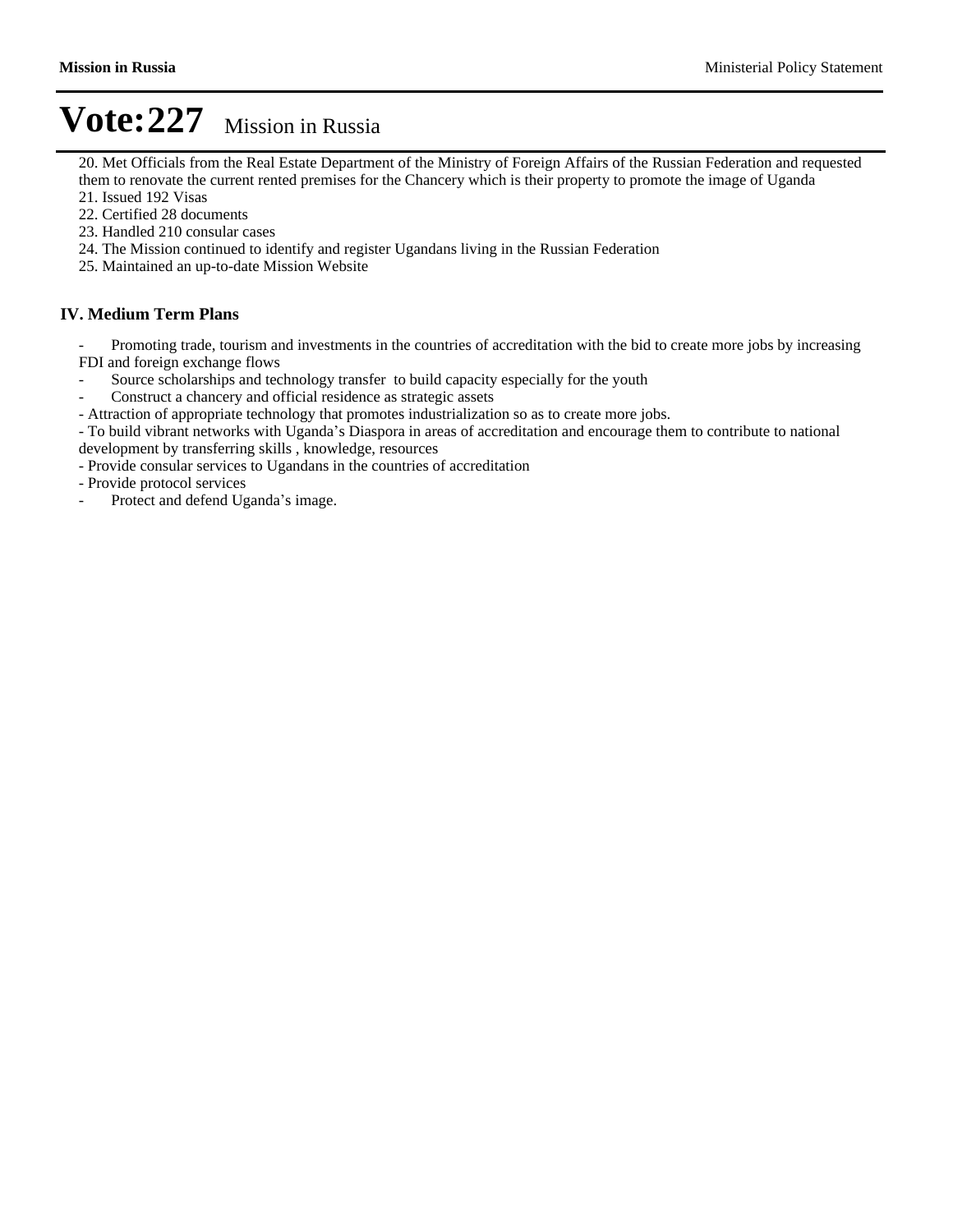# Vote:227 Mission in Russia

20. Met Officials from the Real Estate Department of the Ministry of Foreign Affairs of the Russian Federation and requested them to renovate the current rented premises for the Chancery which is their property to promote the image of Uganda
21. Issued 192 Visas
22. Certified 28 documents
23. Handled 210 consular cases
24. The Mission continued to identify and register Ugandans living in the Russian Federation
25. Maintained an up-to-date Mission Website

## IV. Medium Term Plans

- Promoting trade, tourism and investments in the countries of accreditation with the bid to create more jobs by increasing FDI and foreign exchange flows
- Source scholarships and technology transfer to build capacity especially for the youth
- Construct a chancery and official residence as strategic assets
- Attraction of appropriate technology that promotes industrialization so as to create more jobs.
- To build vibrant networks with Uganda's Diaspora in areas of accreditation and encourage them to contribute to national development by transferring skills , knowledge, resources
- Provide consular services to Ugandans in the countries of accreditation
- Provide protocol services
- Protect and defend Uganda's image.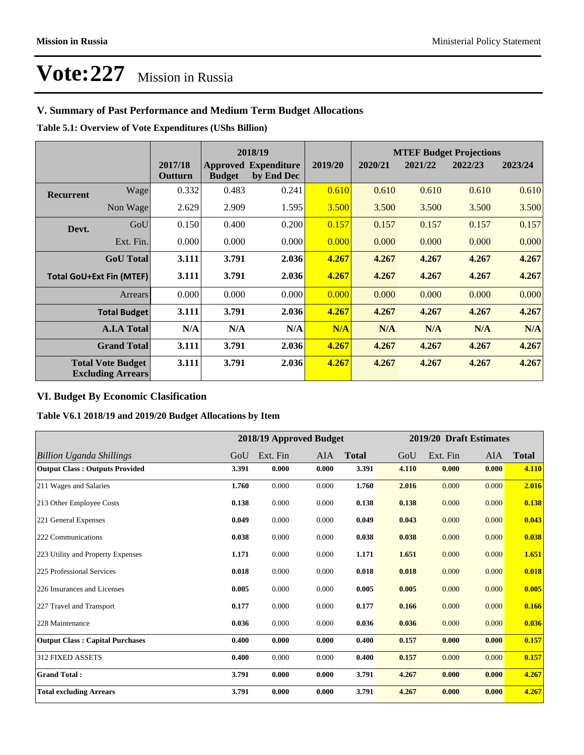# Vote:227 Mission in Russia

## V. Summary of Past Performance and Medium Term Budget Allocations

**Table 5.1: Overview of Vote Expenditures (UShs Billion)**

| | | | 2018/19 | | | MTEF Budget Projections | | | |
|---|---|---|---|---|---|---|---|---|---|
| | | 2017/18 Outturn | Approved Budget | Expenditure by End Dec | 2019/20 | 2020/21 | 2021/22 | 2022/23 | 2023/24 |
| **Recurrent** | Wage | 0.332 | 0.483 | 0.241 | 0.610 | 0.610 | 0.610 | 0.610 | 0.610 |
| | Non Wage | 2.629 | 2.909 | 1.595 | 3.500 | 3.500 | 3.500 | 3.500 | 3.500 |
| **Devt.** | GoU | 0.150 | 0.400 | 0.200 | 0.157 | 0.157 | 0.157 | 0.157 | 0.157 |
| | Ext. Fin. | 0.000 | 0.000 | 0.000 | 0.000 | 0.000 | 0.000 | 0.000 | 0.000 |
| | **GoU Total** | **3.111** | **3.791** | **2.036** | **4.267** | **4.267** | **4.267** | **4.267** | **4.267** |
| **Total GoU+Ext Fin (MTEF)** | | **3.111** | **3.791** | **2.036** | **4.267** | **4.267** | **4.267** | **4.267** | **4.267** |
| | Arrears | 0.000 | 0.000 | 0.000 | 0.000 | 0.000 | 0.000 | 0.000 | 0.000 |
| | **Total Budget** | **3.111** | **3.791** | **2.036** | **4.267** | **4.267** | **4.267** | **4.267** | **4.267** |
| | **A.I.A Total** | **N/A** | **N/A** | **N/A** | **N/A** | **N/A** | **N/A** | **N/A** | **N/A** |
| | **Grand Total** | **3.111** | **3.791** | **2.036** | **4.267** | **4.267** | **4.267** | **4.267** | **4.267** |
| | **Total Vote Budget Excluding Arrears** | **3.111** | **3.791** | **2.036** | **4.267** | **4.267** | **4.267** | **4.267** | **4.267** |

## VI. Budget By Economic Clasification

**Table V6.1 2018/19 and 2019/20 Budget Allocations by Item**

| | 2018/19 Approved Budget | | | | 2019/20 Draft Estimates | | | |
|---|---|---|---|---|---|---|---|---|
| *Billion Uganda Shillings* | GoU | Ext. Fin | AIA | **Total** | GoU | Ext. Fin | AIA | **Total** |
| **Output Class : Outputs Provided** | **3.391** | **0.000** | **0.000** | **3.391** | **4.110** | **0.000** | **0.000** | **4.110** |
| 211 Wages and Salaries | **1.760** | 0.000 | 0.000 | **1.760** | **2.016** | 0.000 | 0.000 | **2.016** |
| 213 Other Employee Costs | **0.138** | 0.000 | 0.000 | **0.138** | **0.138** | 0.000 | 0.000 | **0.138** |
| 221 General Expenses | **0.049** | 0.000 | 0.000 | **0.049** | **0.043** | 0.000 | 0.000 | **0.043** |
| 222 Communications | **0.038** | 0.000 | 0.000 | **0.038** | **0.038** | 0.000 | 0.000 | **0.038** |
| 223 Utility and Property Expenses | **1.171** | 0.000 | 0.000 | **1.171** | **1.651** | 0.000 | 0.000 | **1.651** |
| 225 Professional Services | **0.018** | 0.000 | 0.000 | **0.018** | **0.018** | 0.000 | 0.000 | **0.018** |
| 226 Insurances and Licenses | **0.005** | 0.000 | 0.000 | **0.005** | **0.005** | 0.000 | 0.000 | **0.005** |
| 227 Travel and Transport | **0.177** | 0.000 | 0.000 | **0.177** | **0.166** | 0.000 | 0.000 | **0.166** |
| 228 Maintenance | **0.036** | 0.000 | 0.000 | **0.036** | **0.036** | 0.000 | 0.000 | **0.036** |
| **Output Class : Capital Purchases** | **0.400** | **0.000** | **0.000** | **0.400** | **0.157** | **0.000** | **0.000** | **0.157** |
| 312 FIXED ASSETS | **0.400** | 0.000 | 0.000 | **0.400** | **0.157** | 0.000 | 0.000 | **0.157** |
| **Grand Total :** | **3.791** | **0.000** | **0.000** | **3.791** | **4.267** | **0.000** | **0.000** | **4.267** |
| **Total excluding Arrears** | **3.791** | **0.000** | **0.000** | **3.791** | **4.267** | **0.000** | **0.000** | **4.267** |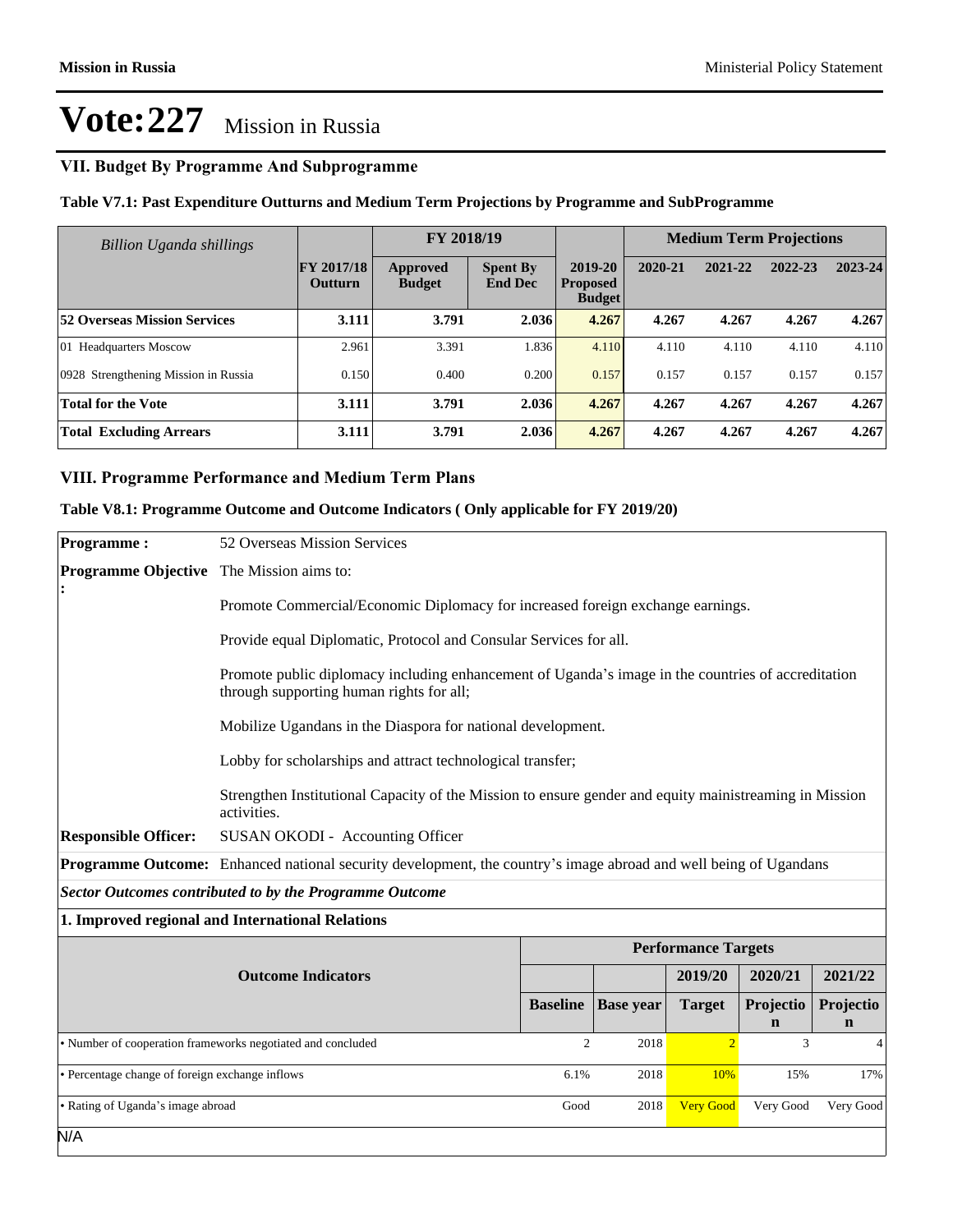# Vote:227 Mission in Russia

## VII. Budget By Programme And Subprogramme

### Table V7.1: Past Expenditure Outturns and Medium Term Projections by Programme and SubProgramme

| *Billion Uganda shillings* | | FY 2018/19 | | | Medium Term Projections | | | |
|---|---|---|---|---|---|---|---|---|
| | FY 2017/18 Outturn | Approved Budget | Spent By End Dec | 2019-20 Proposed Budget | 2020-21 | 2021-22 | 2022-23 | 2023-24 |
| **52 Overseas Mission Services** | **3.111** | **3.791** | **2.036** | **4.267** | **4.267** | **4.267** | **4.267** | **4.267** |
| 01 Headquarters Moscow | 2.961 | 3.391 | 1.836 | 4.110 | 4.110 | 4.110 | 4.110 | 4.110 |
| 0928 Strengthening Mission in Russia | 0.150 | 0.400 | 0.200 | 0.157 | 0.157 | 0.157 | 0.157 | 0.157 |
| **Total for the Vote** | **3.111** | **3.791** | **2.036** | **4.267** | **4.267** | **4.267** | **4.267** | **4.267** |
| **Total Excluding Arrears** | **3.111** | **3.791** | **2.036** | **4.267** | **4.267** | **4.267** | **4.267** | **4.267** |

## VIII. Programme Performance and Medium Term Plans

### Table V8.1: Programme Outcome and Outcome Indicators ( Only applicable for FY 2019/20)

**Programme :** 52 Overseas Mission Services

**Programme Objective :** The Mission aims to:

Promote Commercial/Economic Diplomacy for increased foreign exchange earnings.

Provide equal Diplomatic, Protocol and Consular Services for all.

Promote public diplomacy including enhancement of Uganda's image in the countries of accreditation through supporting human rights for all;

Mobilize Ugandans in the Diaspora for national development.

Lobby for scholarships and attract technological transfer;

Strengthen Institutional Capacity of the Mission to ensure gender and equity mainistreaming in Mission activities.

**Responsible Officer:** SUSAN OKODI - Accounting Officer

**Programme Outcome:** Enhanced national security development, the country's image abroad and well being of Ugandans

***Sector Outcomes contributed to by the Programme Outcome***

**1. Improved regional and International Relations**

| Outcome Indicators | Performance Targets | | | | |
|---|---|---|---|---|---|
| | | | 2019/20 | 2020/21 | 2021/22 |
| | Baseline | Base year | Target | Projection | Projection |
| • Number of cooperation frameworks negotiated and concluded | 2 | 2018 | 2 | 3 | 4 |
| • Percentage change of foreign exchange inflows | 6.1% | 2018 | 10% | 15% | 17% |
| • Rating of Uganda's image abroad | Good | 2018 | Very Good | Very Good | Very Good |

N/A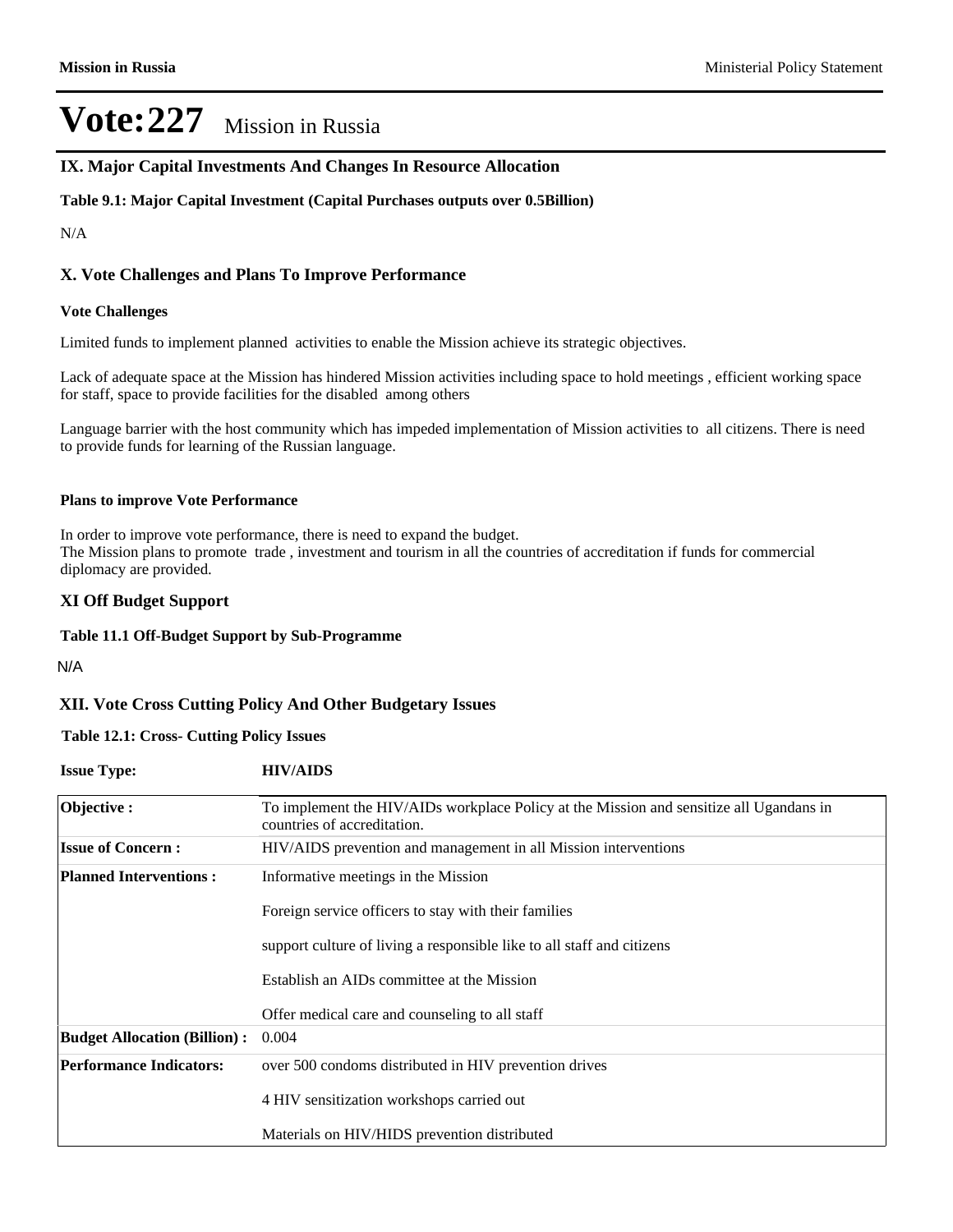# Vote:227 Mission in Russia

## IX. Major Capital Investments And Changes In Resource Allocation

**Table 9.1: Major Capital Investment (Capital Purchases outputs over 0.5Billion)**

N/A

## X. Vote Challenges and Plans To Improve Performance

**Vote Challenges**

Limited funds to implement planned activities to enable the Mission achieve its strategic objectives.

Lack of adequate space at the Mission has hindered Mission activities including space to hold meetings , efficient working space for staff, space to provide facilities for the disabled among others

Language barrier with the host community which has impeded implementation of Mission activities to all citizens. There is need to provide funds for learning of the Russian language.

**Plans to improve Vote Performance**

In order to improve vote performance, there is need to expand the budget.
The Mission plans to promote trade , investment and tourism in all the countries of accreditation if funds for commercial diplomacy are provided.

## XI Off Budget Support

**Table 11.1 Off-Budget Support by Sub-Programme**

N/A

## XII. Vote Cross Cutting Policy And Other Budgetary Issues

**Table 12.1: Cross- Cutting Policy Issues**

**Issue Type:** **HIV/AIDS**

| | |
|---|---|
| **Objective :** | To implement the HIV/AIDs workplace Policy at the Mission and sensitize all Ugandans in countries of accreditation. |
| **Issue of Concern :** | HIV/AIDS prevention and management in all Mission interventions |
| **Planned Interventions :** | Informative meetings in the Mission<br><br>Foreign service officers to stay with their families<br><br>support culture of living a responsible like to all staff and citizens<br><br>Establish an AIDs committee at the Mission<br><br>Offer medical care and counseling to all staff |
| **Budget Allocation (Billion) :** | 0.004 |
| **Performance Indicators:** | over 500 condoms distributed in HIV prevention drives<br><br>4 HIV sensitization workshops carried out<br><br>Materials on HIV/HIDS prevention distributed |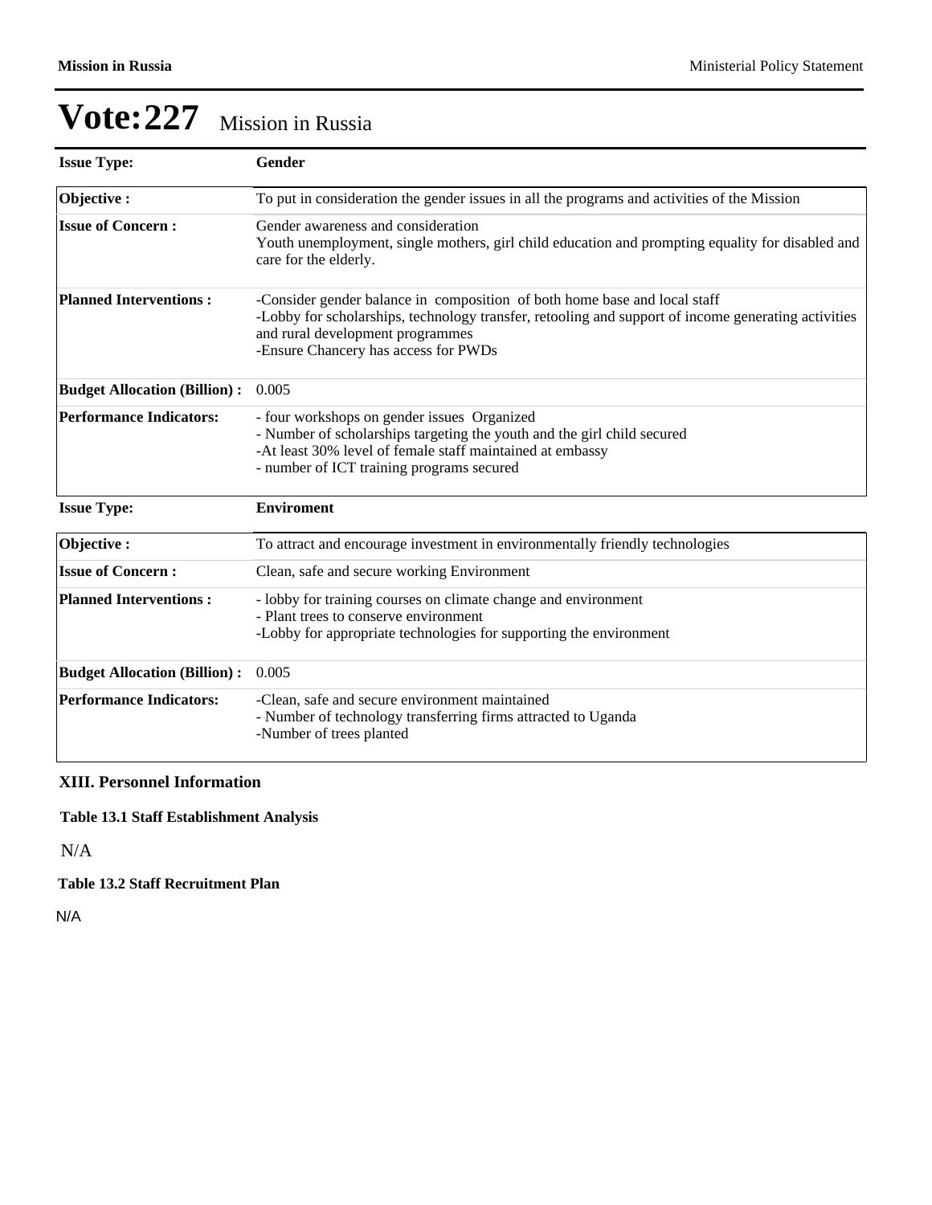# Vote:227 Mission in Russia

| | |
|---|---|
| **Issue Type:** | **Gender** |
| **Objective :** | To put in consideration the gender issues in all the programs and activities of the Mission |
| **Issue of Concern :** | Gender awareness and consideration<br>Youth unemployment, single mothers, girl child education and prompting equality for disabled and care for the elderly. |
| **Planned Interventions :** | -Consider gender balance in composition of both home base and local staff<br>-Lobby for scholarships, technology transfer, retooling and support of income generating activities and rural development programmes<br>-Ensure Chancery has access for PWDs |
| **Budget Allocation (Billion) :** | 0.005 |
| **Performance Indicators:** | - four workshops on gender issues Organized<br>- Number of scholarships targeting the youth and the girl child secured<br>-At least 30% level of female staff maintained at embassy<br>- number of ICT training programs secured |

| | |
|---|---|
| **Issue Type:** | **Enviroment** |
| **Objective :** | To attract and encourage investment in environmentally friendly technologies |
| **Issue of Concern :** | Clean, safe and secure working Environment |
| **Planned Interventions :** | - lobby for training courses on climate change and environment<br>- Plant trees to conserve environment<br>-Lobby for appropriate technologies for supporting the environment |
| **Budget Allocation (Billion) :** | 0.005 |
| **Performance Indicators:** | -Clean, safe and secure environment maintained<br>- Number of technology transferring firms attracted to Uganda<br>-Number of trees planted |

## XIII. Personnel Information

**Table 13.1 Staff Establishment Analysis**

N/A

**Table 13.2 Staff Recruitment Plan**

N/A